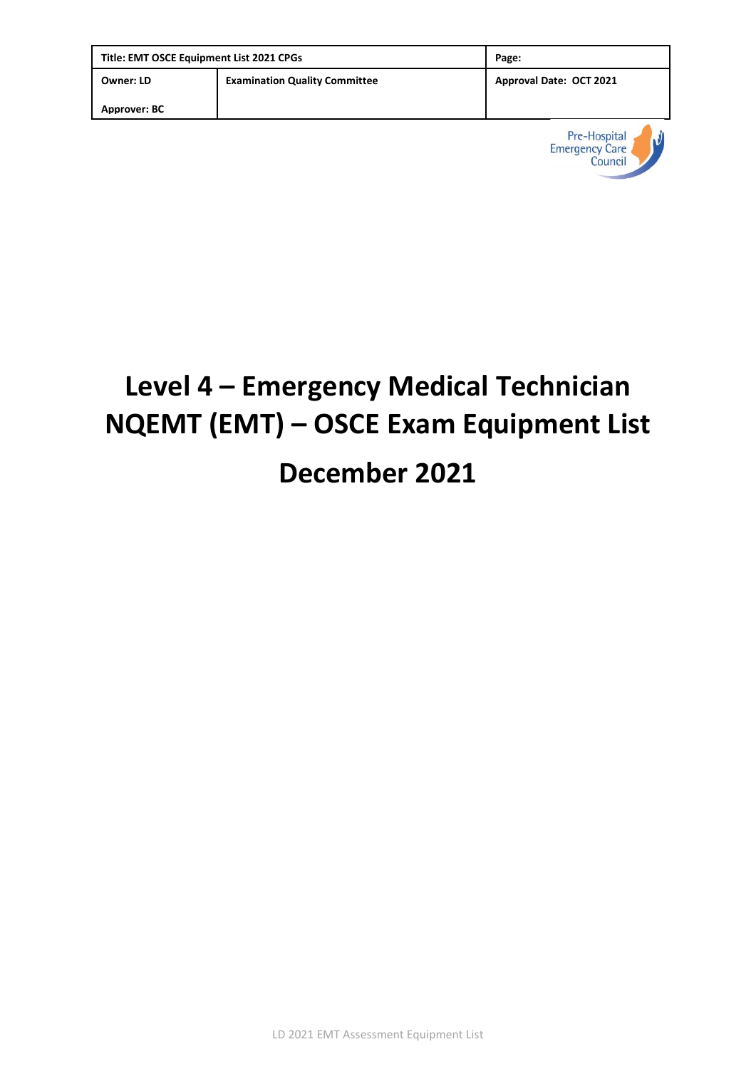| Title: EMT OSCE Equipment List 2021 CPGs | | Page: |
| --- | --- | --- |
| Owner: LD<br><br>Approver: BC | Examination Quality Committee | Approval Date: OCT 2021 |

Pre-Hospital Emergency Care Council

# Level 4 – Emergency Medical Technician NQEMT (EMT) – OSCE Exam Equipment List

# December 2021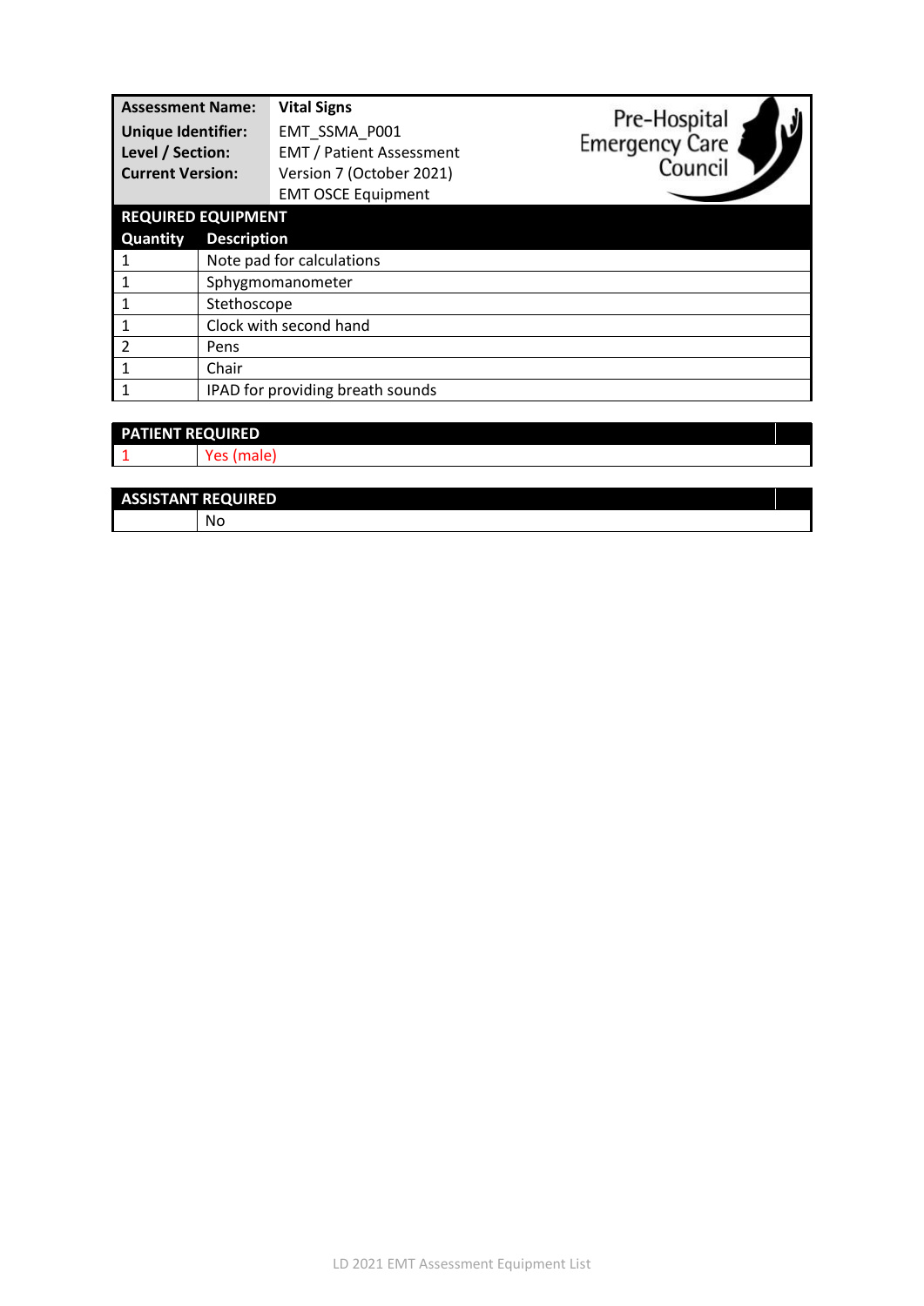| | |
|---|---|
| **Assessment Name:** | **Vital Signs** |
| **Unique Identifier:** | EMT_SSMA_P001 |
| **Level / Section:** | EMT / Patient Assessment |
| **Current Version:** | Version 7 (October 2021) |
| | EMT OSCE Equipment |

Pre-Hospital Emergency Care Council

| **REQUIRED EQUIPMENT** | |
|---|---|
| **Quantity** | **Description** |
| 1 | Note pad for calculations |
| 1 | Sphygmomanometer |
| 1 | Stethoscope |
| 1 | Clock with second hand |
| 2 | Pens |
| 1 | Chair |
| 1 | IPAD for providing breath sounds |

| **PATIENT REQUIRED** | |
|---|---|
| 1 | Yes (male) |

| **ASSISTANT REQUIRED** | |
|---|---|
| | No |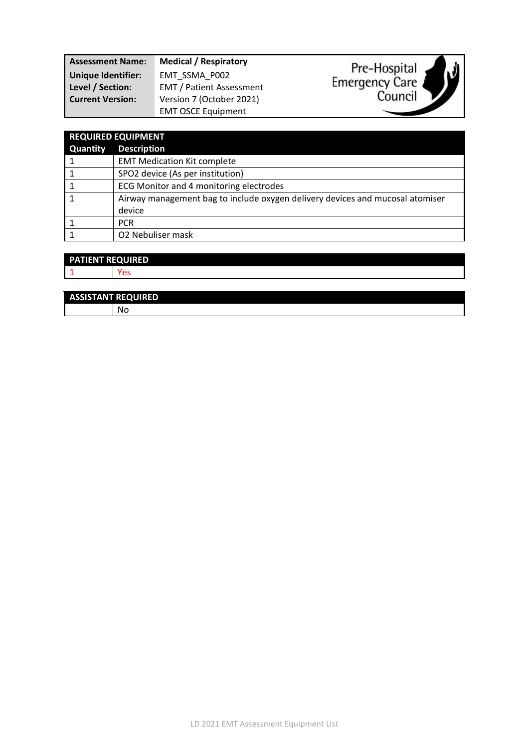| Assessment Name: | Medical / Respiratory |
|---|---|
| Unique Identifier: | EMT_SSMA_P002 |
| Level / Section: | EMT / Patient Assessment |
| Current Version: | Version 7 (October 2021) |
| | EMT OSCE Equipment |

Pre-Hospital Emergency Care Council

| REQUIRED EQUIPMENT | |
|---|---|
| **Quantity** | **Description** |
| 1 | EMT Medication Kit complete |
| 1 | SPO2 device (As per institution) |
| 1 | ECG Monitor and 4 monitoring electrodes |
| 1 | Airway management bag to include oxygen delivery devices and mucosal atomiser device |
| 1 | PCR |
| 1 | O2 Nebuliser mask |

| PATIENT REQUIRED | |
|---|---|
| 1 | Yes |

| ASSISTANT REQUIRED | |
|---|---|
| | No |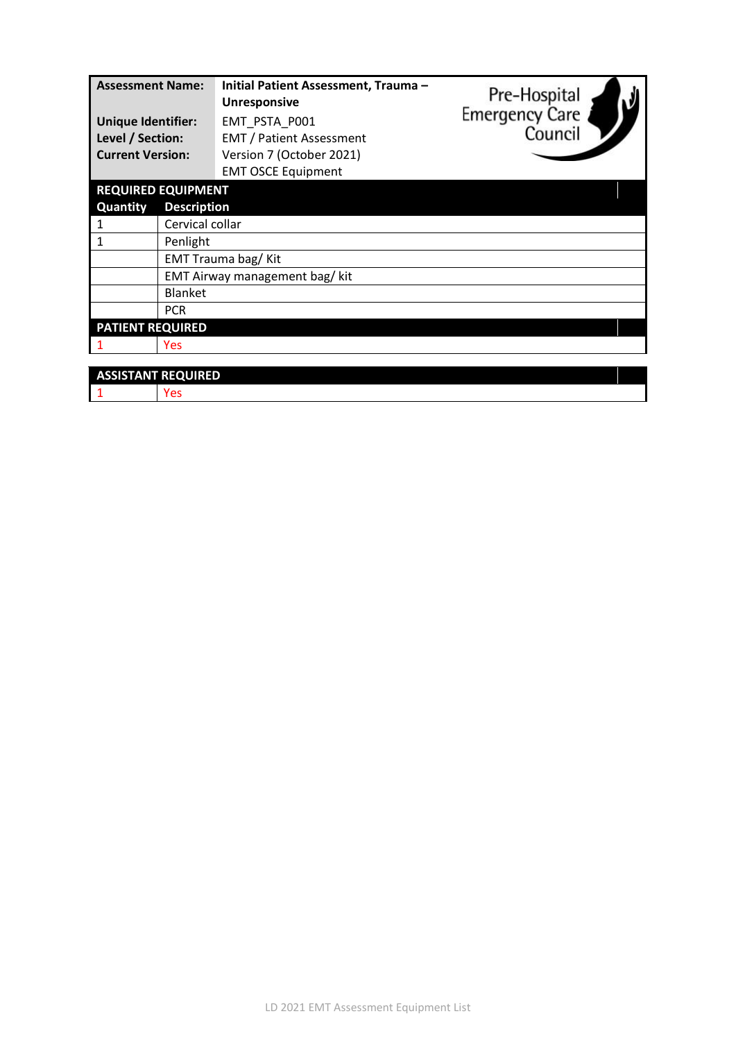| | |
|---|---|
| **Assessment Name:** | **Initial Patient Assessment, Trauma – Unresponsive** |
| **Unique Identifier:** | EMT_PSTA_P001 |
| **Level / Section:** | EMT / Patient Assessment |
| **Current Version:** | Version 7 (October 2021) |
| | EMT OSCE Equipment |

Pre-Hospital Emergency Care Council

| **REQUIRED EQUIPMENT** | |
|---|---|
| **Quantity** | **Description** |
| 1 | Cervical collar |
| 1 | Penlight |
| | EMT Trauma bag/ Kit |
| | EMT Airway management bag/ kit |
| | Blanket |
| | PCR |
| **PATIENT REQUIRED** | |
| 1 | Yes |

| **ASSISTANT REQUIRED** | |
|---|---|
| 1 | Yes |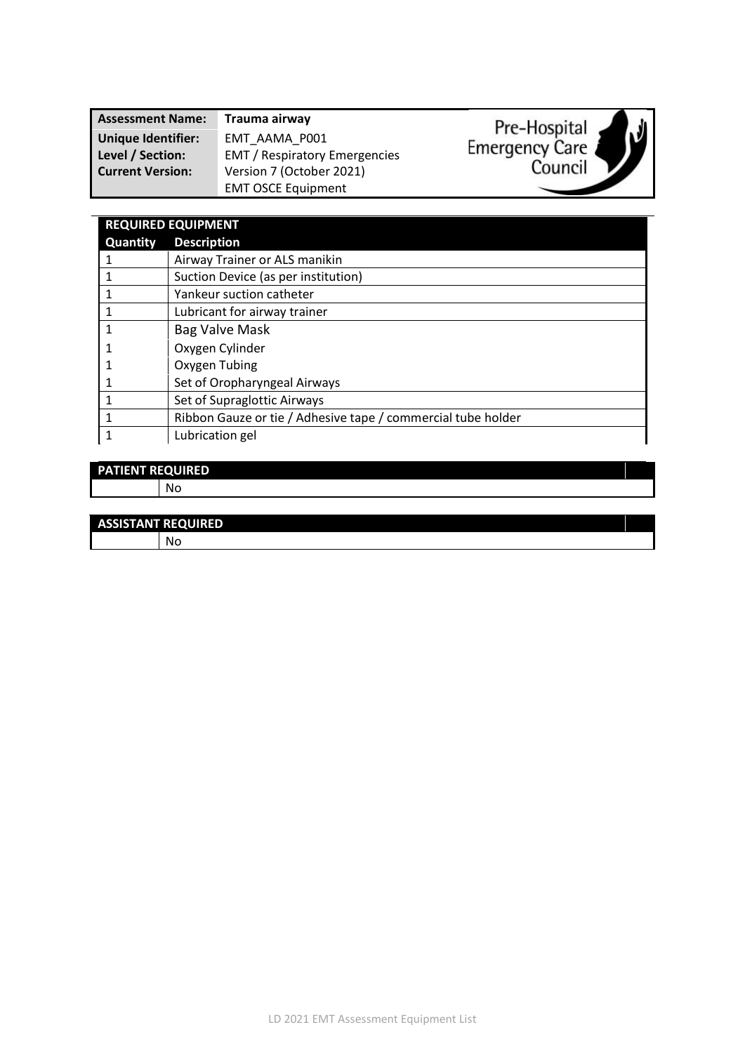| Assessment Name: | Trauma airway |
|---|---|
| Unique Identifier: | EMT_AAMA_P001 |
| Level / Section: | EMT / Respiratory Emergencies |
| Current Version: | Version 7 (October 2021) |
| | EMT OSCE Equipment |

Pre-Hospital Emergency Care Council

| REQUIRED EQUIPMENT | |
|---|---|
| **Quantity** | **Description** |
| 1 | Airway Trainer or ALS manikin |
| 1 | Suction Device (as per institution) |
| 1 | Yankeur suction catheter |
| 1 | Lubricant for airway trainer |
| 1 | Bag Valve Mask |
| 1 | Oxygen Cylinder |
| 1 | Oxygen Tubing |
| 1 | Set of Oropharyngeal Airways |
| 1 | Set of Supraglottic Airways |
| 1 | Ribbon Gauze or tie / Adhesive tape / commercial tube holder |
| 1 | Lubrication gel |

| PATIENT REQUIRED | |
|---|---|
| | No |

| ASSISTANT REQUIRED | |
|---|---|
| | No |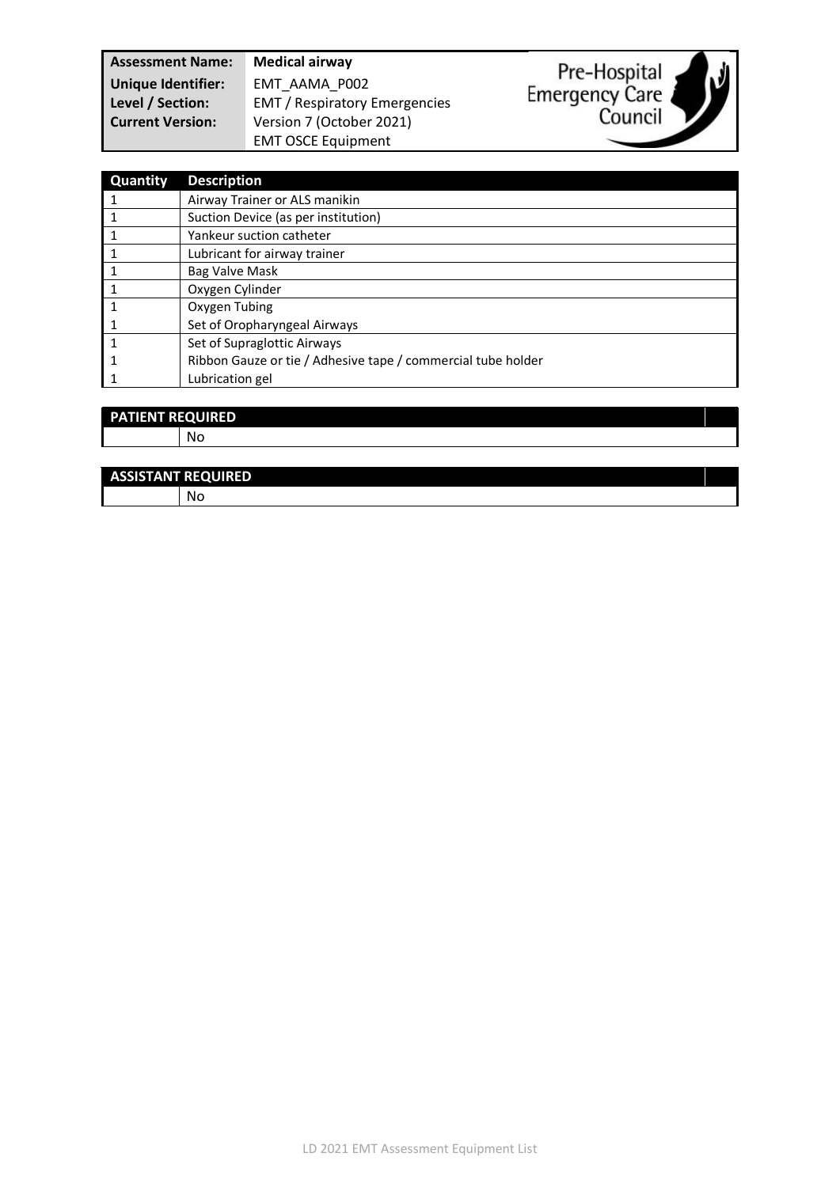| Assessment Name: | Medical airway |
| --- | --- |
| Unique Identifier: | EMT_AAMA_P002 |
| Level / Section: | EMT / Respiratory Emergencies |
| Current Version: | Version 7 (October 2021) |
| | EMT OSCE Equipment |

| Quantity | Description |
| --- | --- |
| 1 | Airway Trainer or ALS manikin |
| 1 | Suction Device (as per institution) |
| 1 | Yankeur suction catheter |
| 1 | Lubricant for airway trainer |
| 1 | Bag Valve Mask |
| 1 | Oxygen Cylinder |
| 1 | Oxygen Tubing |
| 1 | Set of Oropharyngeal Airways |
| 1 | Set of Supraglottic Airways |
| 1 | Ribbon Gauze or tie / Adhesive tape / commercial tube holder |
| 1 | Lubrication gel |

| PATIENT REQUIRED | |
| --- | --- |
| | No |

| ASSISTANT REQUIRED | |
| --- | --- |
| | No |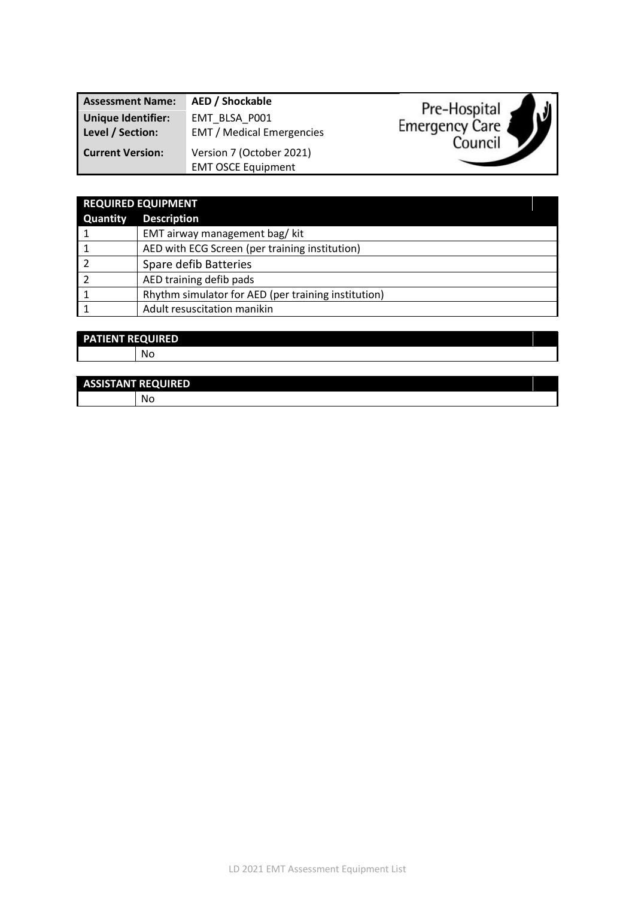| Assessment Name: | AED / Shockable |
| --- | --- |
| Unique Identifier: | EMT_BLSA_P001 |
| Level / Section: | EMT / Medical Emergencies |
| Current Version: | Version 7 (October 2021) |
| | EMT OSCE Equipment |

Pre-Hospital Emergency Care Council

| REQUIRED EQUIPMENT | |
| --- | --- |
| **Quantity** | **Description** |
| 1 | EMT airway management bag/ kit |
| 1 | AED with ECG Screen (per training institution) |
| 2 | Spare defib Batteries |
| 2 | AED training defib pads |
| 1 | Rhythm simulator for AED (per training institution) |
| 1 | Adult resuscitation manikin |

| PATIENT REQUIRED | |
| --- | --- |
| | No |

| ASSISTANT REQUIRED | |
| --- | --- |
| | No |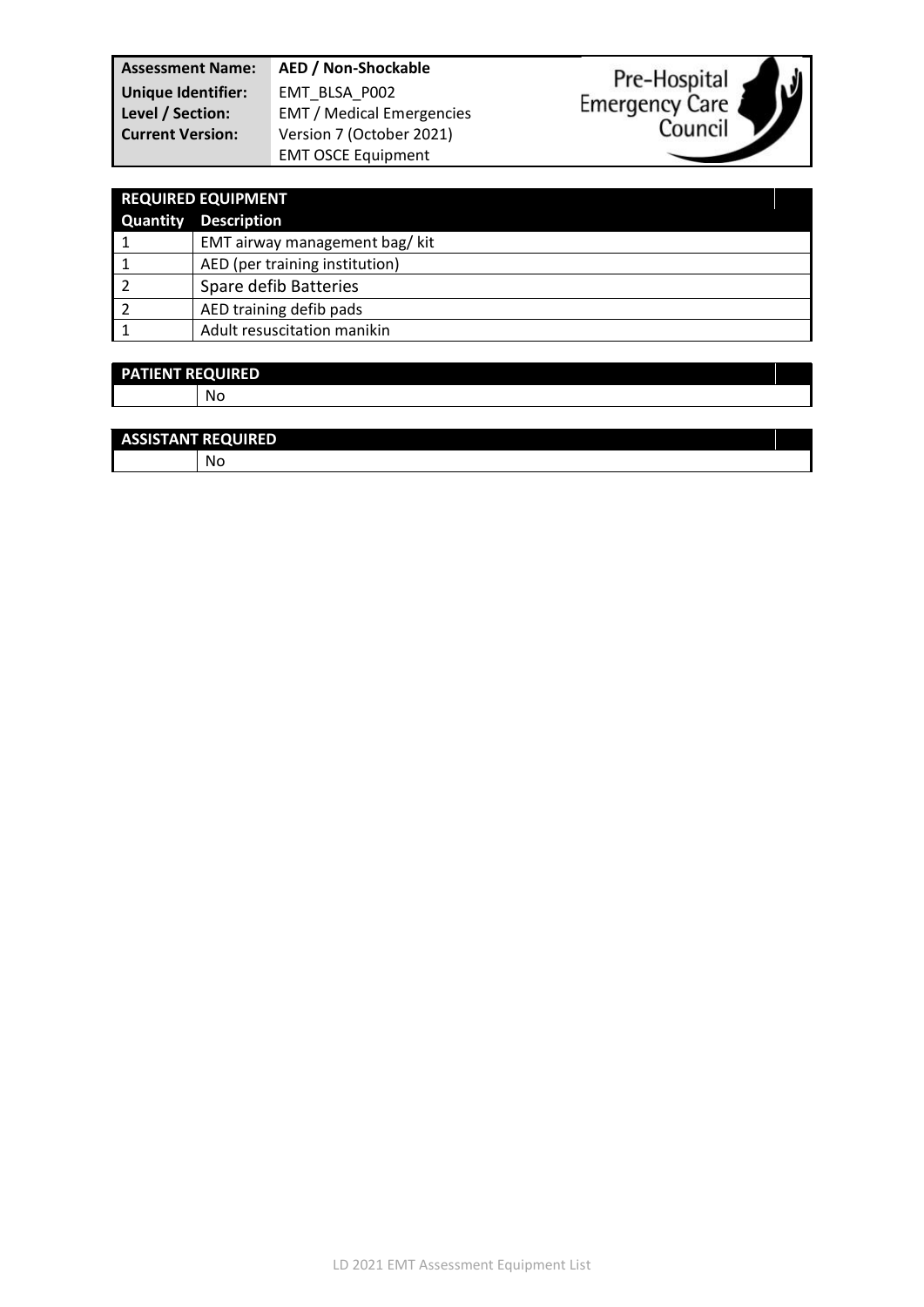| Assessment Name: | AED / Non-Shockable |
|---|---|
| Unique Identifier: | EMT_BLSA_P002 |
| Level / Section: | EMT / Medical Emergencies |
| Current Version: | Version 7 (October 2021) |
| | EMT OSCE Equipment |

Pre-Hospital Emergency Care Council

| REQUIRED EQUIPMENT | |
|---|---|
| **Quantity** | **Description** |
| 1 | EMT airway management bag/ kit |
| 1 | AED (per training institution) |
| 2 | Spare defib Batteries |
| 2 | AED training defib pads |
| 1 | Adult resuscitation manikin |

| PATIENT REQUIRED | |
|---|---|
| | No |

| ASSISTANT REQUIRED | |
|---|---|
| | No |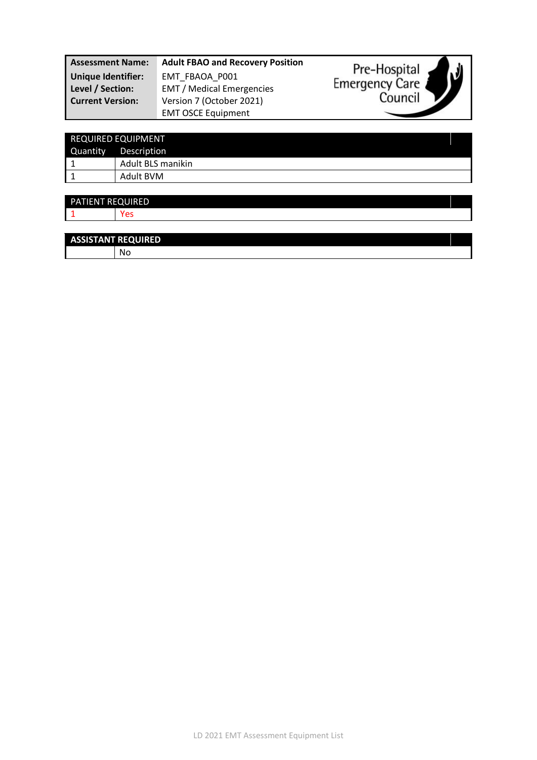| **Assessment Name:** | **Adult FBAO and Recovery Position** |
|---|---|
| **Unique Identifier:** | EMT_FBAOA_P001 |
| **Level / Section:** | EMT / Medical Emergencies |
| **Current Version:** | Version 7 (October 2021) |
| | EMT OSCE Equipment |

Pre-Hospital Emergency Care Council

| REQUIRED EQUIPMENT | |
|---|---|
| Quantity | Description |
| 1 | Adult BLS manikin |
| 1 | Adult BVM |

| PATIENT REQUIRED | |
|---|---|
| 1 | Yes |

| **ASSISTANT REQUIRED** | |
|---|---|
| | No |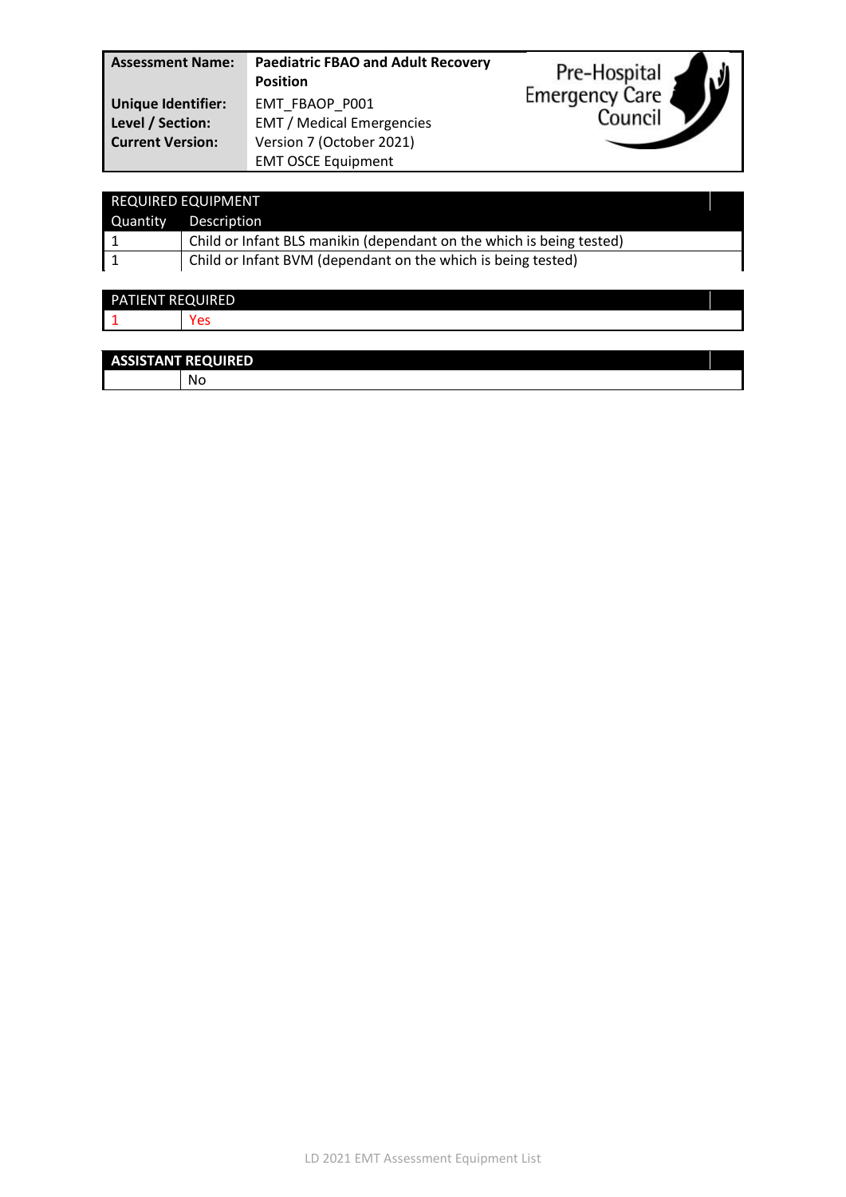| | |
|---|---|
| **Assessment Name:** | **Paediatric FBAO and Adult Recovery Position** |
| **Unique Identifier:** | EMT_FBAOP_P001 |
| **Level / Section:** | EMT / Medical Emergencies |
| **Current Version:** | Version 7 (October 2021) |
| | EMT OSCE Equipment |

Pre-Hospital Emergency Care Council

| REQUIRED EQUIPMENT | |
|---|---|
| Quantity | Description |
| 1 | Child or Infant BLS manikin (dependant on the which is being tested) |
| 1 | Child or Infant BVM (dependant on the which is being tested) |

| PATIENT REQUIRED | |
|---|---|
| 1 | Yes |

| **ASSISTANT REQUIRED** | |
|---|---|
| | No |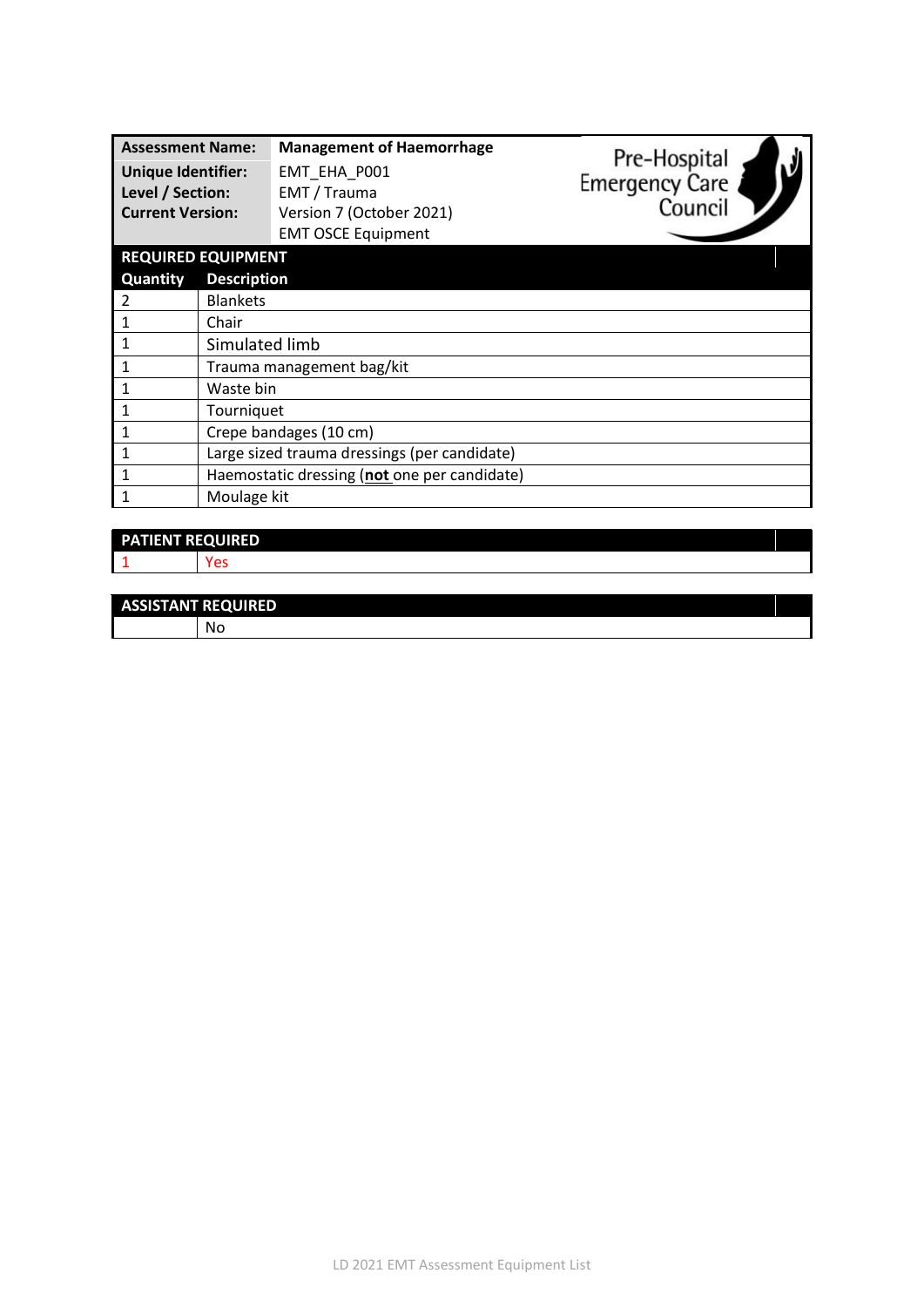| **Assessment Name:** | **Management of Haemorrhage** |
|---|---|
| **Unique Identifier:** | EMT_EHA_P001 |
| **Level / Section:** | EMT / Trauma |
| **Current Version:** | Version 7 (October 2021) |
| | EMT OSCE Equipment |

Pre-Hospital Emergency Care Council

| **REQUIRED EQUIPMENT** | |
|---|---|
| **Quantity** | **Description** |
| 2 | Blankets |
| 1 | Chair |
| 1 | Simulated limb |
| 1 | Trauma management bag/kit |
| 1 | Waste bin |
| 1 | Tourniquet |
| 1 | Crepe bandages (10 cm) |
| 1 | Large sized trauma dressings (per candidate) |
| 1 | Haemostatic dressing (**not** one per candidate) |
| 1 | Moulage kit |

| **PATIENT REQUIRED** | |
|---|---|
| 1 | Yes |

| **ASSISTANT REQUIRED** | |
|---|---|
| | No |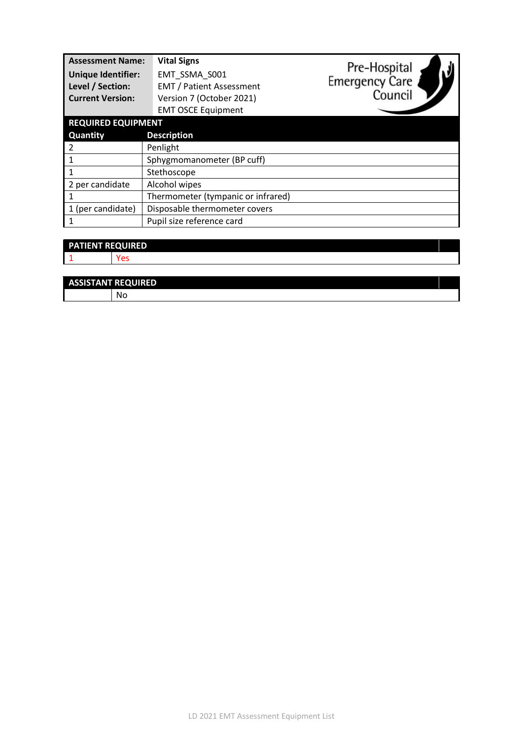| **Assessment Name:** | **Vital Signs** |
|---|---|
| **Unique Identifier:** | EMT_SSMA_S001 |
| **Level / Section:** | EMT / Patient Assessment |
| **Current Version:** | Version 7 (October 2021) |
| | EMT OSCE Equipment |

Pre-Hospital Emergency Care Council

| **REQUIRED EQUIPMENT** | |
|---|---|
| **Quantity** | **Description** |
| 2 | Penlight |
| 1 | Sphygmomanometer (BP cuff) |
| 1 | Stethoscope |
| 2 per candidate | Alcohol wipes |
| 1 | Thermometer (tympanic or infrared) |
| 1 (per candidate) | Disposable thermometer covers |
| 1 | Pupil size reference card |

| **PATIENT REQUIRED** | |
|---|---|
| 1 | Yes |

| **ASSISTANT REQUIRED** | |
|---|---|
| | No |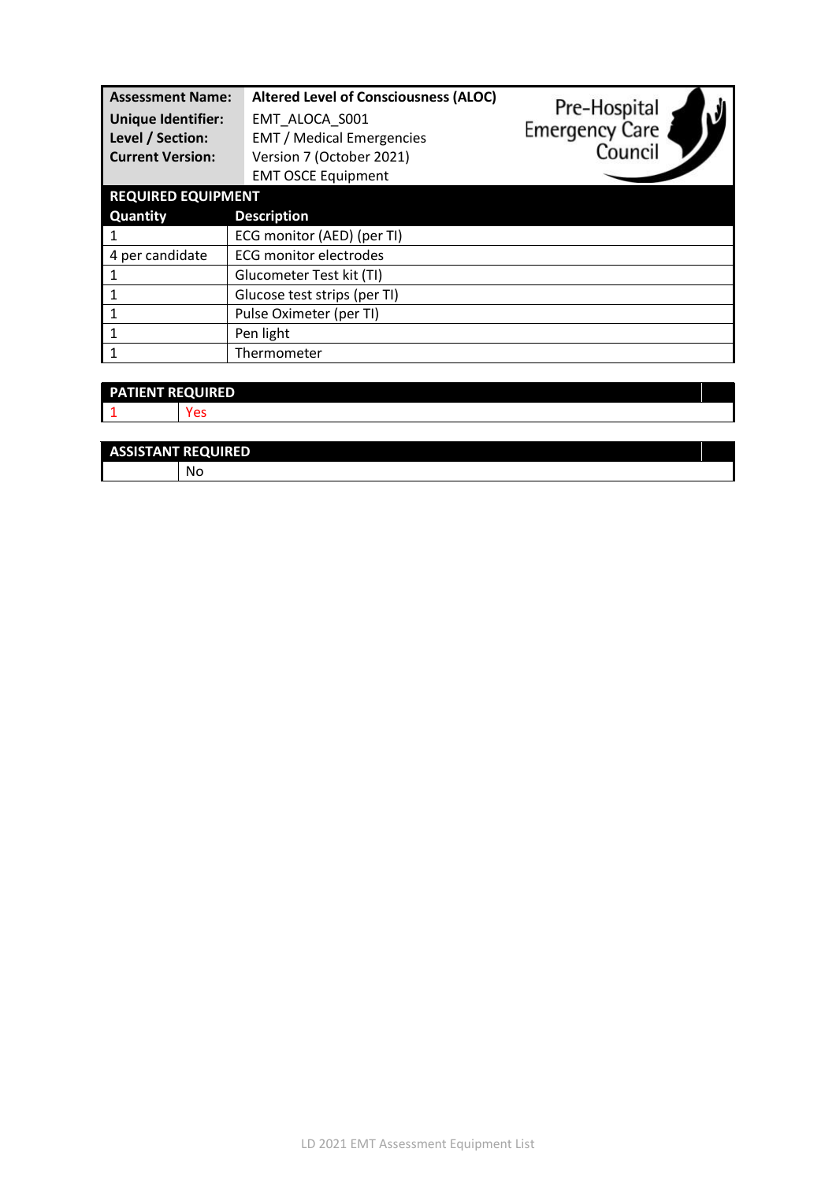| | |
|---|---|
| **Assessment Name:** | **Altered Level of Consciousness (ALOC)** |
| **Unique Identifier:** | EMT_ALOCA_S001 |
| **Level / Section:** | EMT / Medical Emergencies |
| **Current Version:** | Version 7 (October 2021) |
| | EMT OSCE Equipment |

Pre-Hospital Emergency Care Council

**REQUIRED EQUIPMENT**

| Quantity | Description |
|---|---|
| 1 | ECG monitor (AED) (per TI) |
| 4 per candidate | ECG monitor electrodes |
| 1 | Glucometer Test kit (TI) |
| 1 | Glucose test strips (per TI) |
| 1 | Pulse Oximeter (per TI) |
| 1 | Pen light |
| 1 | Thermometer |

**PATIENT REQUIRED**

| | |
|---|---|
| 1 | Yes |

**ASSISTANT REQUIRED**

| | |
|---|---|
| | No |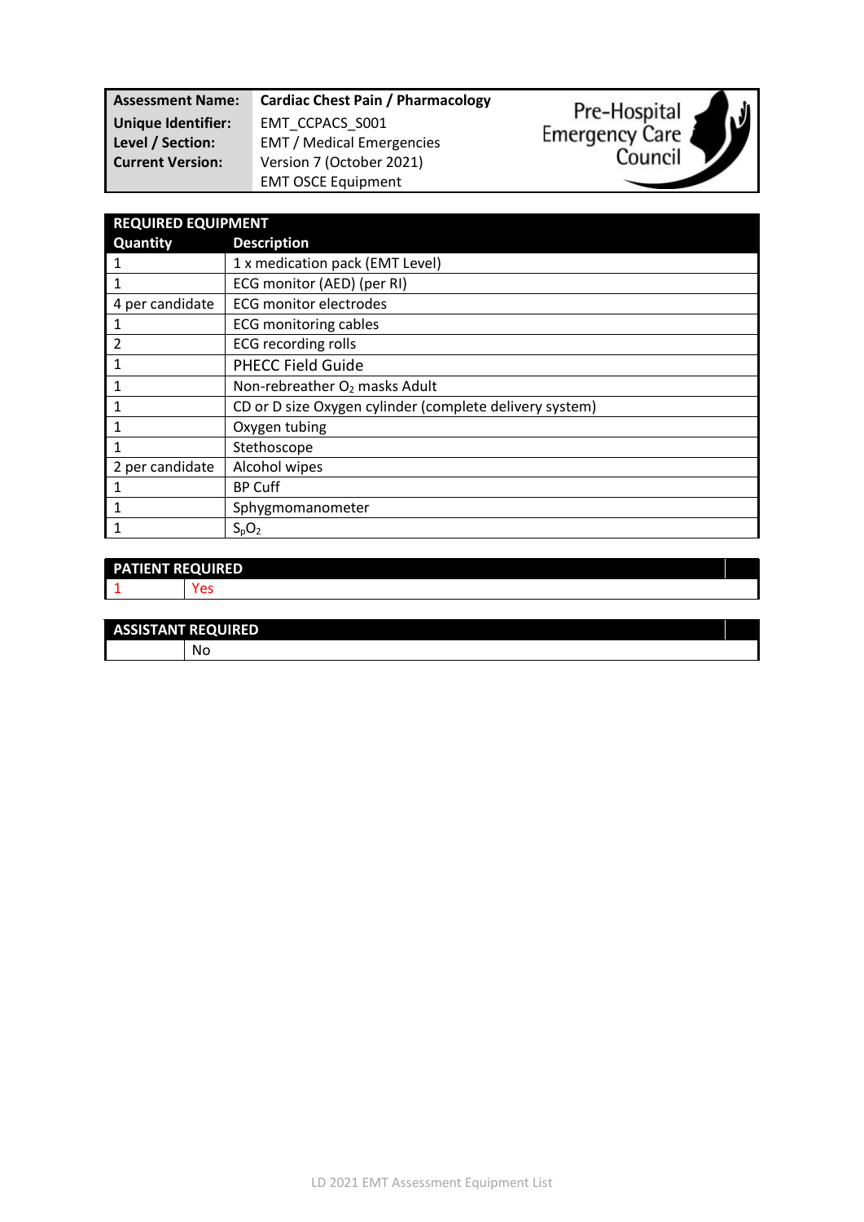| **Assessment Name:** | **Cardiac Chest Pain / Pharmacology** |
| --- | --- |
| **Unique Identifier:** | EMT_CCPACS_S001 |
| **Level / Section:** | EMT / Medical Emergencies |
| **Current Version:** | Version 7 (October 2021) |
| | EMT OSCE Equipment |

Pre-Hospital Emergency Care Council

| **REQUIRED EQUIPMENT** | |
| --- | --- |
| **Quantity** | **Description** |
| 1 | 1 x medication pack (EMT Level) |
| 1 | ECG monitor (AED) (per RI) |
| 4 per candidate | ECG monitor electrodes |
| 1 | ECG monitoring cables |
| 2 | ECG recording rolls |
| 1 | PHECC Field Guide |
| 1 | Non-rebreather $O_2$ masks Adult |
| 1 | CD or D size Oxygen cylinder (complete delivery system) |
| 1 | Oxygen tubing |
| 1 | Stethoscope |
| 2 per candidate | Alcohol wipes |
| 1 | BP Cuff |
| 1 | Sphygmomanometer |
| 1 | $S_pO_2$ |

| **PATIENT REQUIRED** | |
| --- | --- |
| 1 | Yes |

| **ASSISTANT REQUIRED** | |
| --- | --- |
| | No |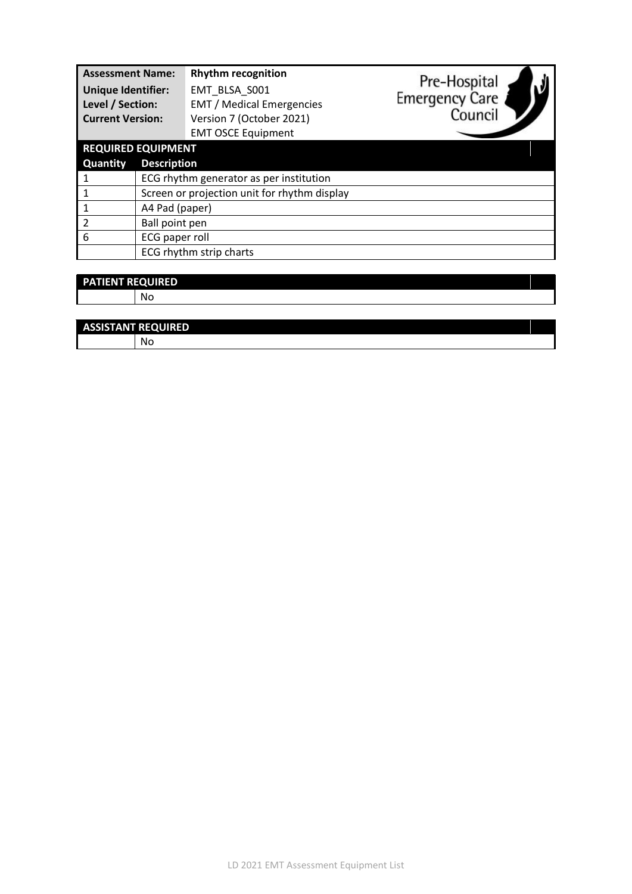| **Assessment Name:** | **Rhythm recognition** |
|---|---|
| **Unique Identifier:** | EMT_BLSA_S001 |
| **Level / Section:** | EMT / Medical Emergencies |
| **Current Version:** | Version 7 (October 2021) |
| | EMT OSCE Equipment |

Pre-Hospital Emergency Care Council

**REQUIRED EQUIPMENT**

| Quantity | Description |
|---|---|
| 1 | ECG rhythm generator as per institution |
| 1 | Screen or projection unit for rhythm display |
| 1 | A4 Pad (paper) |
| 2 | Ball point pen |
| 6 | ECG paper roll |
| | ECG rhythm strip charts |

**PATIENT REQUIRED**

| | |
|---|---|
| | No |

**ASSISTANT REQUIRED**

| | |
|---|---|
| | No |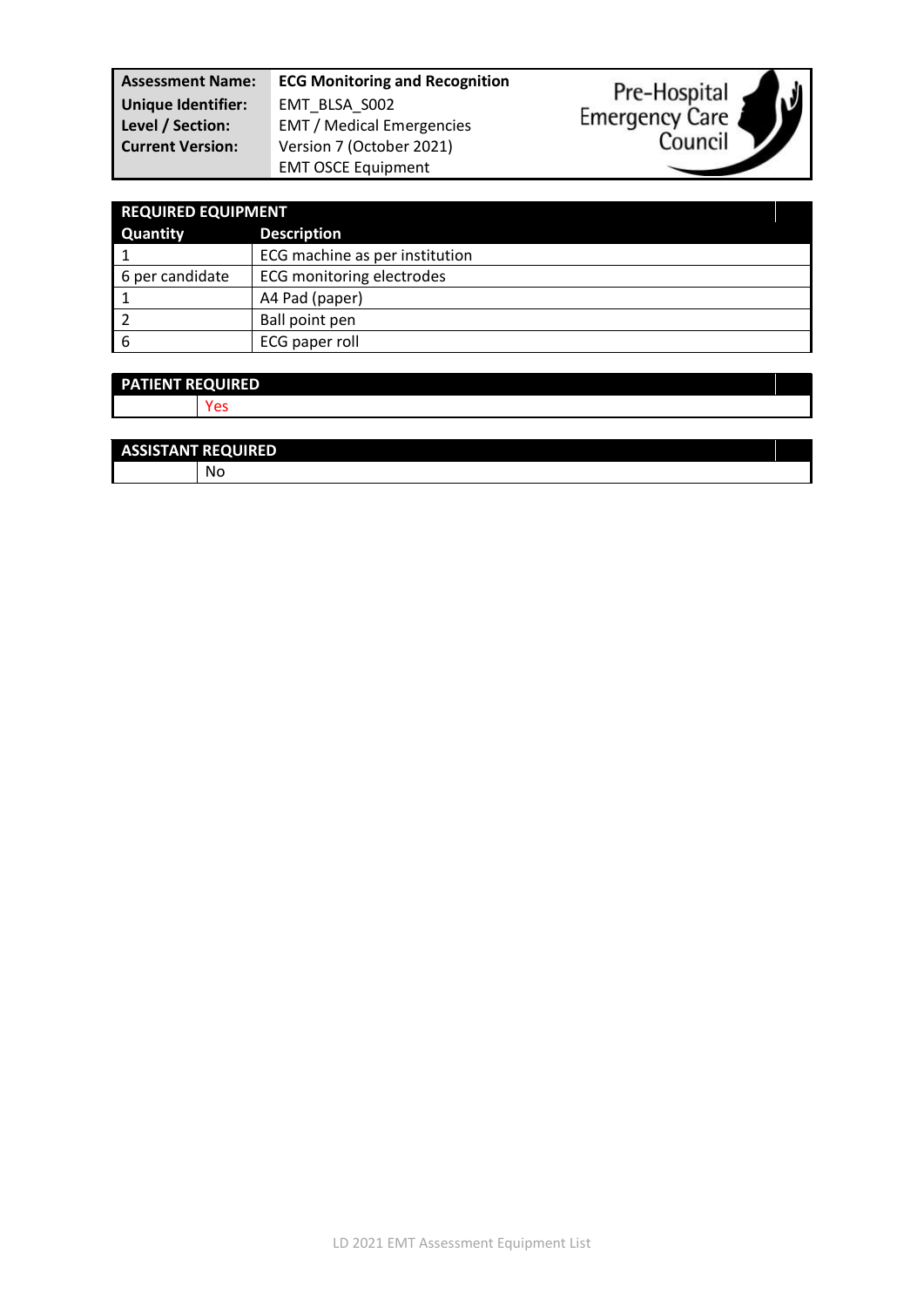| **Assessment Name:** | **ECG Monitoring and Recognition** |
|---|---|
| **Unique Identifier:** | EMT_BLSA_S002 |
| **Level / Section:** | EMT / Medical Emergencies |
| **Current Version:** | Version 7 (October 2021) |
| | EMT OSCE Equipment |

Pre-Hospital Emergency Care Council

| **REQUIRED EQUIPMENT** | |
|---|---|
| **Quantity** | **Description** |
| 1 | ECG machine as per institution |
| 6 per candidate | ECG monitoring electrodes |
| 1 | A4 Pad (paper) |
| 2 | Ball point pen |
| 6 | ECG paper roll |

| **PATIENT REQUIRED** | |
|---|---|
| | Yes |

| **ASSISTANT REQUIRED** | |
|---|---|
| | No |

LD 2021 EMT Assessment Equipment List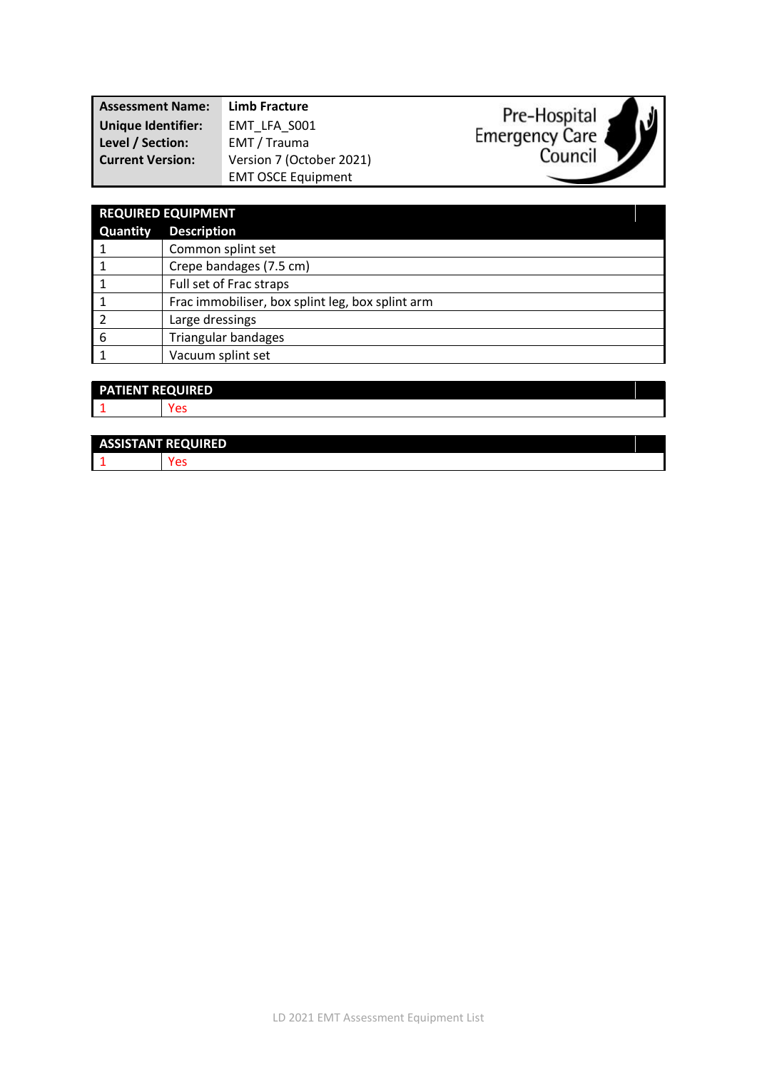| **Assessment Name:** | **Limb Fracture** |
|---|---|
| **Unique Identifier:** | EMT_LFA_S001 |
| **Level / Section:** | EMT / Trauma |
| **Current Version:** | Version 7 (October 2021) |
| | EMT OSCE Equipment |

Pre-Hospital Emergency Care Council

| **REQUIRED EQUIPMENT** | |
|---|---|
| **Quantity** | **Description** |
| 1 | Common splint set |
| 1 | Crepe bandages (7.5 cm) |
| 1 | Full set of Frac straps |
| 1 | Frac immobiliser, box splint leg, box splint arm |
| 2 | Large dressings |
| 6 | Triangular bandages |
| 1 | Vacuum splint set |

| **PATIENT REQUIRED** | |
|---|---|
| 1 | Yes |

| **ASSISTANT REQUIRED** | |
|---|---|
| 1 | Yes |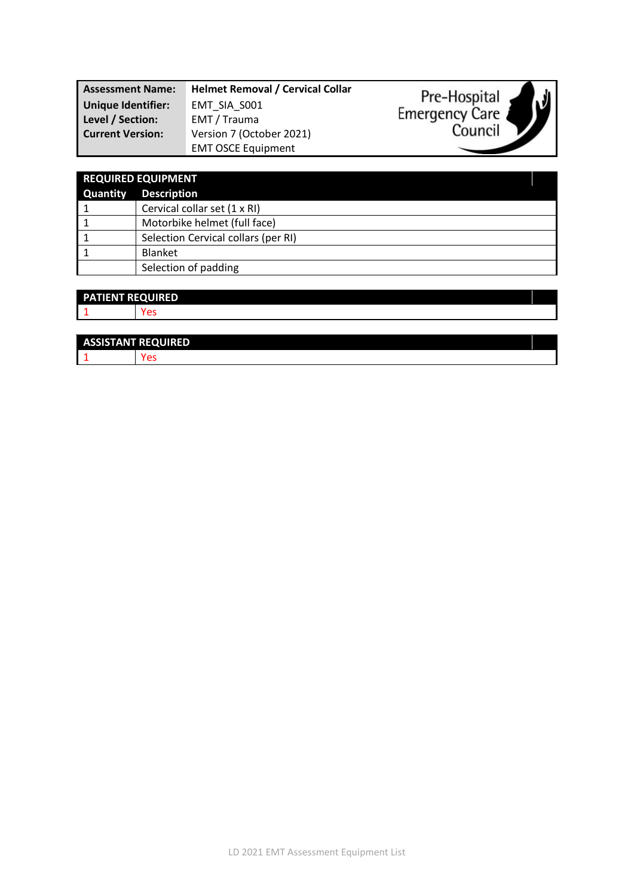| Assessment Name: | Helmet Removal / Cervical Collar |
| --- | --- |
| Unique Identifier: | EMT_SIA_S001 |
| Level / Section: | EMT / Trauma |
| Current Version: | Version 7 (October 2021) |
| | EMT OSCE Equipment |

Pre-Hospital Emergency Care Council

| REQUIRED EQUIPMENT | |
| --- | --- |
| **Quantity** | **Description** |
| 1 | Cervical collar set (1 x RI) |
| 1 | Motorbike helmet (full face) |
| 1 | Selection Cervical collars (per RI) |
| 1 | Blanket |
| | Selection of padding |

| PATIENT REQUIRED | |
| --- | --- |
| 1 | Yes |

| ASSISTANT REQUIRED | |
| --- | --- |
| 1 | Yes |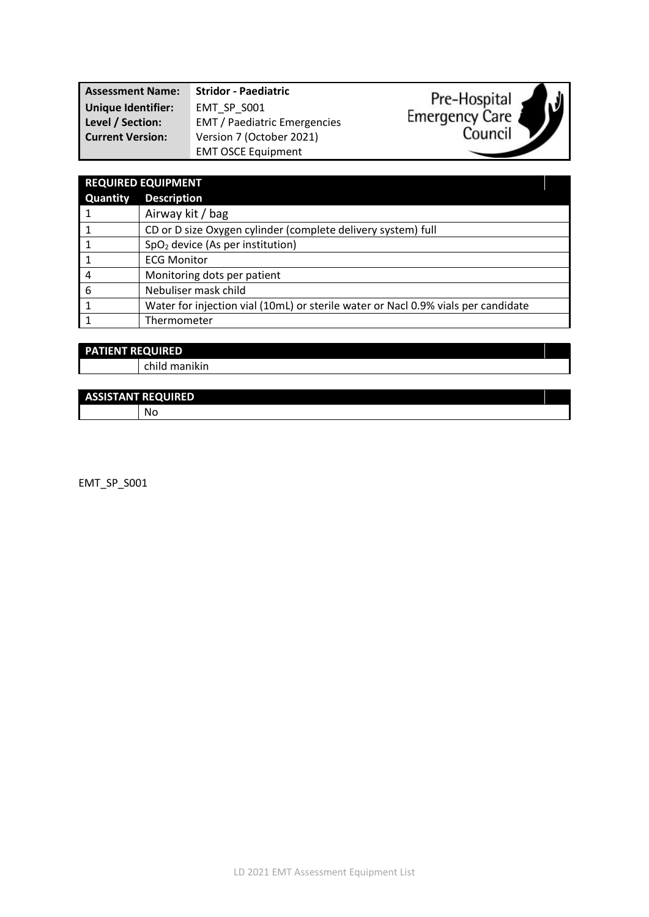| | |
|---|---|
| **Assessment Name:** | **Stridor - Paediatric** |
| **Unique Identifier:** | EMT_SP_S001 |
| **Level / Section:** | EMT / Paediatric Emergencies |
| **Current Version:** | Version 7 (October 2021) |
| | EMT OSCE Equipment |

Pre-Hospital Emergency Care Council

| **REQUIRED EQUIPMENT** | |
|---|---|
| **Quantity** | **Description** |
| 1 | Airway kit / bag |
| 1 | CD or D size Oxygen cylinder (complete delivery system) full |
| 1 | $SpO_2$ device (As per institution) |
| 1 | ECG Monitor |
| 4 | Monitoring dots per patient |
| 6 | Nebuliser mask child |
| 1 | Water for injection vial (10mL) or sterile water or Nacl 0.9% vials per candidate |
| 1 | Thermometer |

| **PATIENT REQUIRED** | |
|---|---|
| | child manikin |

| **ASSISTANT REQUIRED** | |
|---|---|
| | No |

EMT_SP_S001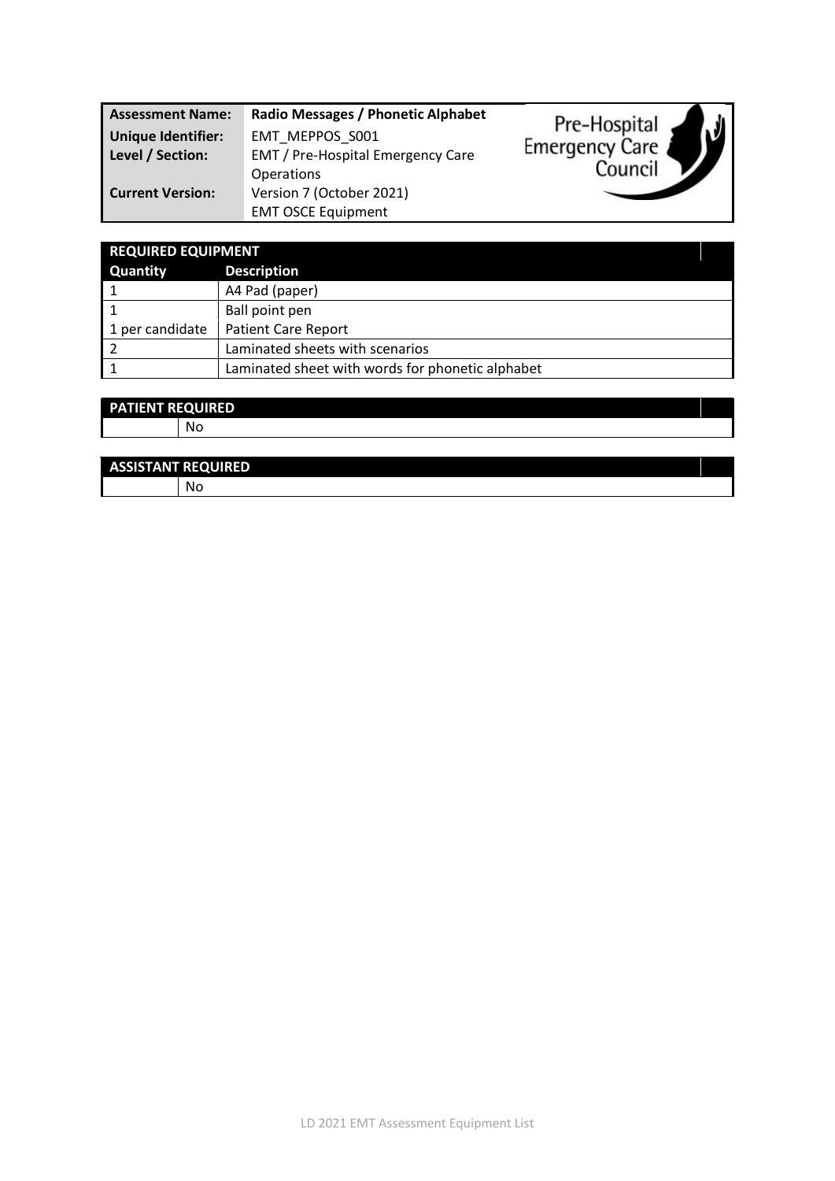| Assessment Name: | Radio Messages / Phonetic Alphabet |
|---|---|
| Unique Identifier: | EMT_MEPPOS_S001 |
| Level / Section: | EMT / Pre-Hospital Emergency Care Operations |
| Current Version: | Version 7 (October 2021) |
| | EMT OSCE Equipment |

Pre-Hospital Emergency Care Council

| REQUIRED EQUIPMENT | |
|---|---|
| **Quantity** | **Description** |
| 1 | A4 Pad (paper) |
| 1 | Ball point pen |
| 1 per candidate | Patient Care Report |
| 2 | Laminated sheets with scenarios |
| 1 | Laminated sheet with words for phonetic alphabet |

| PATIENT REQUIRED | |
|---|---|
| | No |

| ASSISTANT REQUIRED | |
|---|---|
| | No |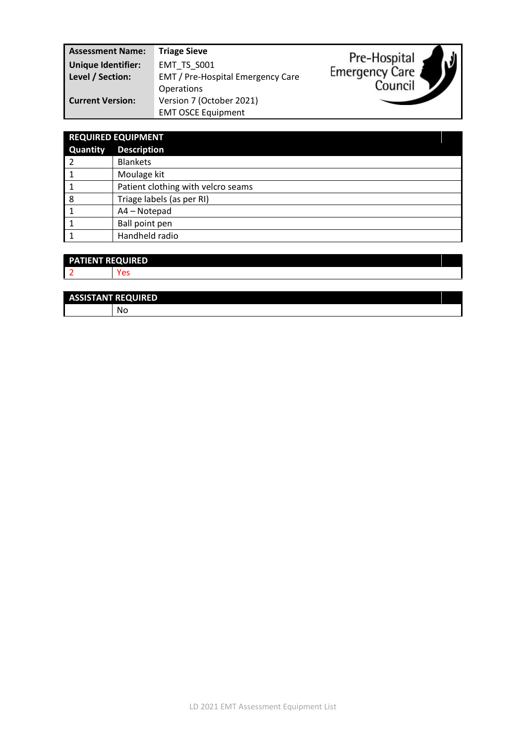| | |
|---|---|
| **Assessment Name:** | **Triage Sieve** |
| **Unique Identifier:** | EMT_TS_S001 |
| **Level / Section:** | EMT / Pre-Hospital Emergency Care Operations |
| **Current Version:** | Version 7 (October 2021) |
| | EMT OSCE Equipment |

Pre-Hospital Emergency Care Council

| REQUIRED EQUIPMENT | |
|---|---|
| **Quantity** | **Description** |
| 2 | Blankets |
| 1 | Moulage kit |
| 1 | Patient clothing with velcro seams |
| 8 | Triage labels (as per RI) |
| 1 | A4 – Notepad |
| 1 | Ball point pen |
| 1 | Handheld radio |

| PATIENT REQUIRED | |
|---|---|
| 2 | Yes |

| ASSISTANT REQUIRED | |
|---|---|
| | No |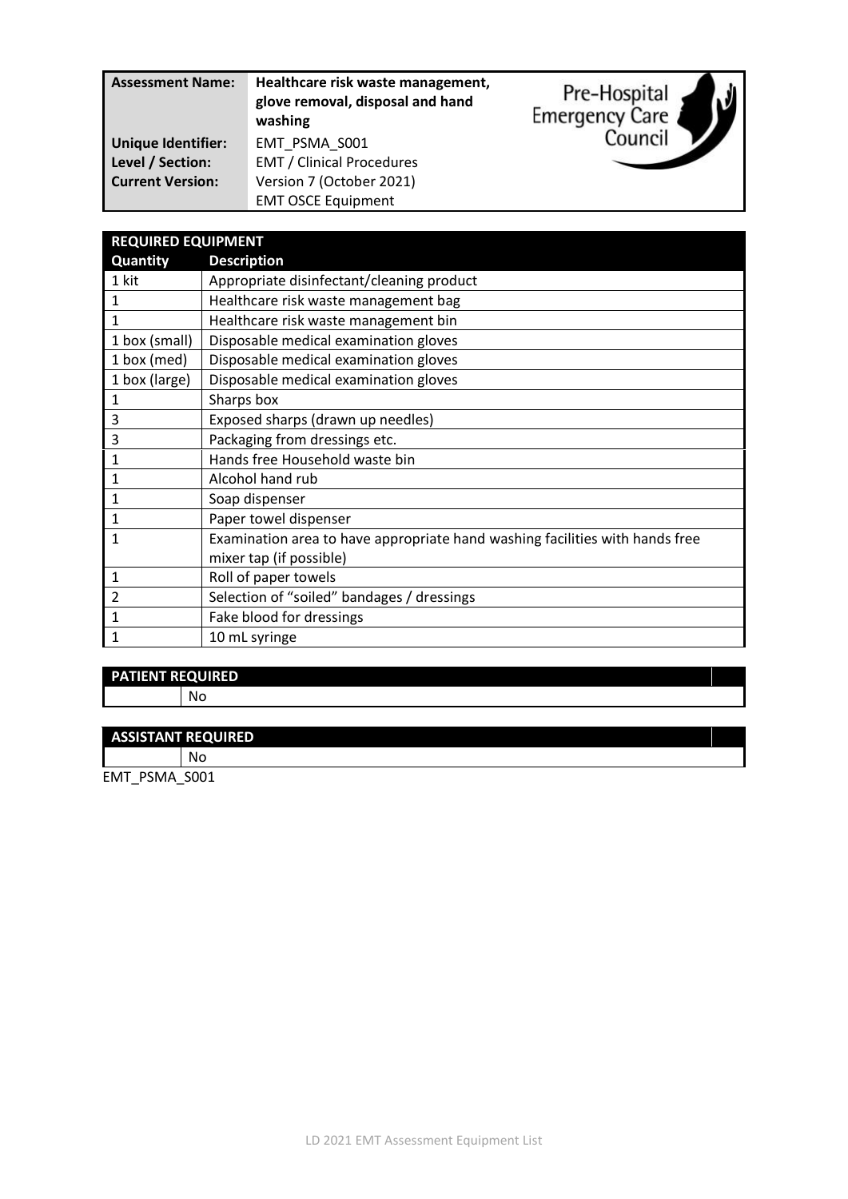| Assessment Name: | Healthcare risk waste management, glove removal, disposal and hand washing |
|---|---|
| Unique Identifier: | EMT_PSMA_S001 |
| Level / Section: | EMT / Clinical Procedures |
| Current Version: | Version 7 (October 2021) |
| | EMT OSCE Equipment |

Pre-Hospital Emergency Care Council

| REQUIRED EQUIPMENT | |
|---|---|
| **Quantity** | **Description** |
| 1 kit | Appropriate disinfectant/cleaning product |
| 1 | Healthcare risk waste management bag |
| 1 | Healthcare risk waste management bin |
| 1 box (small) | Disposable medical examination gloves |
| 1 box (med) | Disposable medical examination gloves |
| 1 box (large) | Disposable medical examination gloves |
| 1 | Sharps box |
| 3 | Exposed sharps (drawn up needles) |
| 3 | Packaging from dressings etc. |
| 1 | Hands free Household waste bin |
| 1 | Alcohol hand rub |
| 1 | Soap dispenser |
| 1 | Paper towel dispenser |
| 1 | Examination area to have appropriate hand washing facilities with hands free mixer tap (if possible) |
| 1 | Roll of paper towels |
| 2 | Selection of "soiled" bandages / dressings |
| 1 | Fake blood for dressings |
| 1 | 10 mL syringe |

| PATIENT REQUIRED | |
|---|---|
| | No |

| ASSISTANT REQUIRED | |
|---|---|
| | No |

EMT_PSMA_S001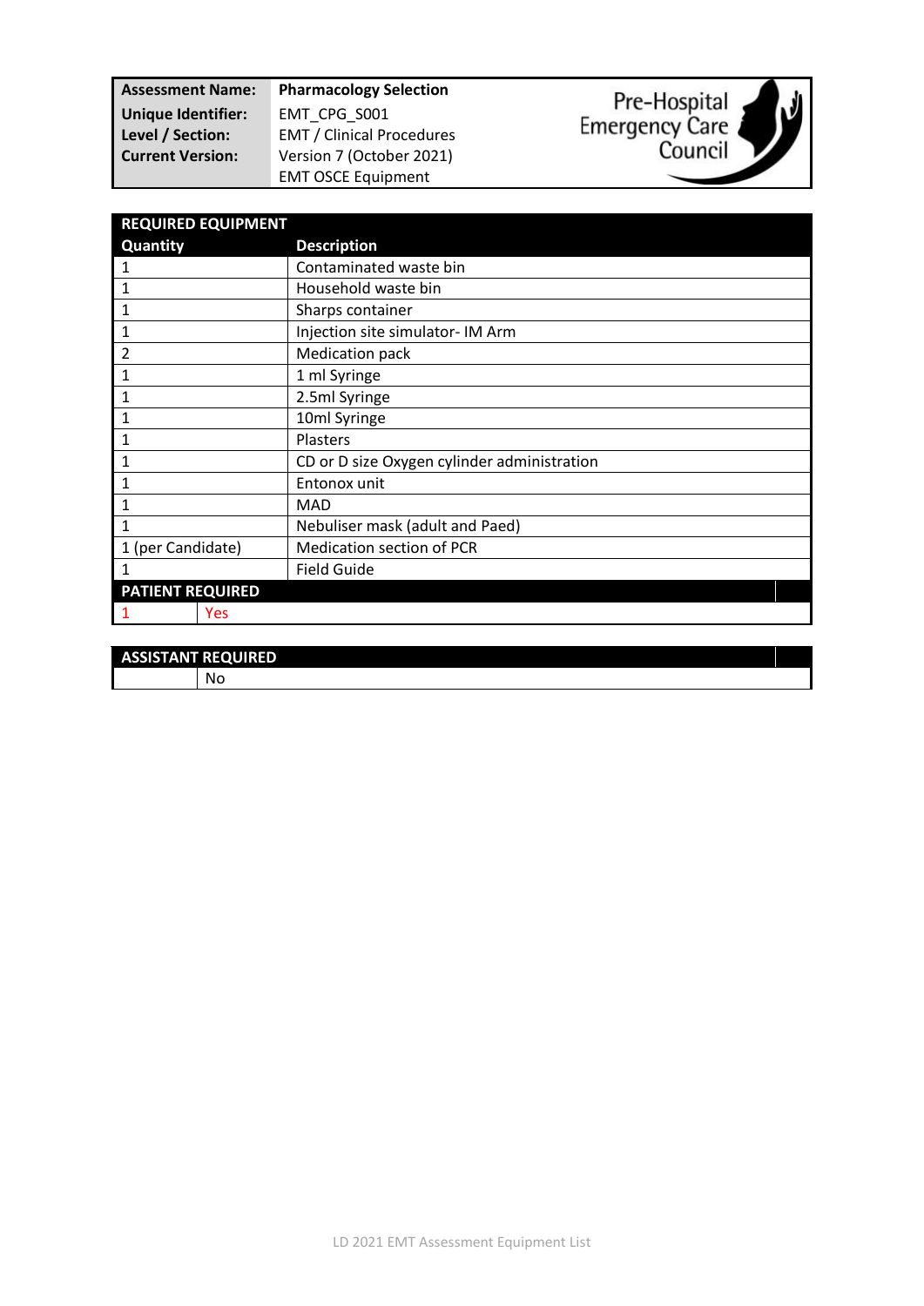| | |
|---|---|
| **Assessment Name:** | **Pharmacology Selection** |
| **Unique Identifier:** | EMT_CPG_S001 |
| **Level / Section:** | EMT / Clinical Procedures |
| **Current Version:** | Version 7 (October 2021) |
| | EMT OSCE Equipment |

Pre-Hospital Emergency Care Council

| **REQUIRED EQUIPMENT** | |
|---|---|
| **Quantity** | **Description** |
| 1 | Contaminated waste bin |
| 1 | Household waste bin |
| 1 | Sharps container |
| 1 | Injection site simulator- IM Arm |
| 2 | Medication pack |
| 1 | 1 ml Syringe |
| 1 | 2.5ml Syringe |
| 1 | 10ml Syringe |
| 1 | Plasters |
| 1 | CD or D size Oxygen cylinder administration |
| 1 | Entonox unit |
| 1 | MAD |
| 1 | Nebuliser mask (adult and Paed) |
| 1 (per Candidate) | Medication section of PCR |
| 1 | Field Guide |

| **PATIENT REQUIRED** | |
|---|---|
| 1 | Yes |

| **ASSISTANT REQUIRED** | |
|---|---|
| | No |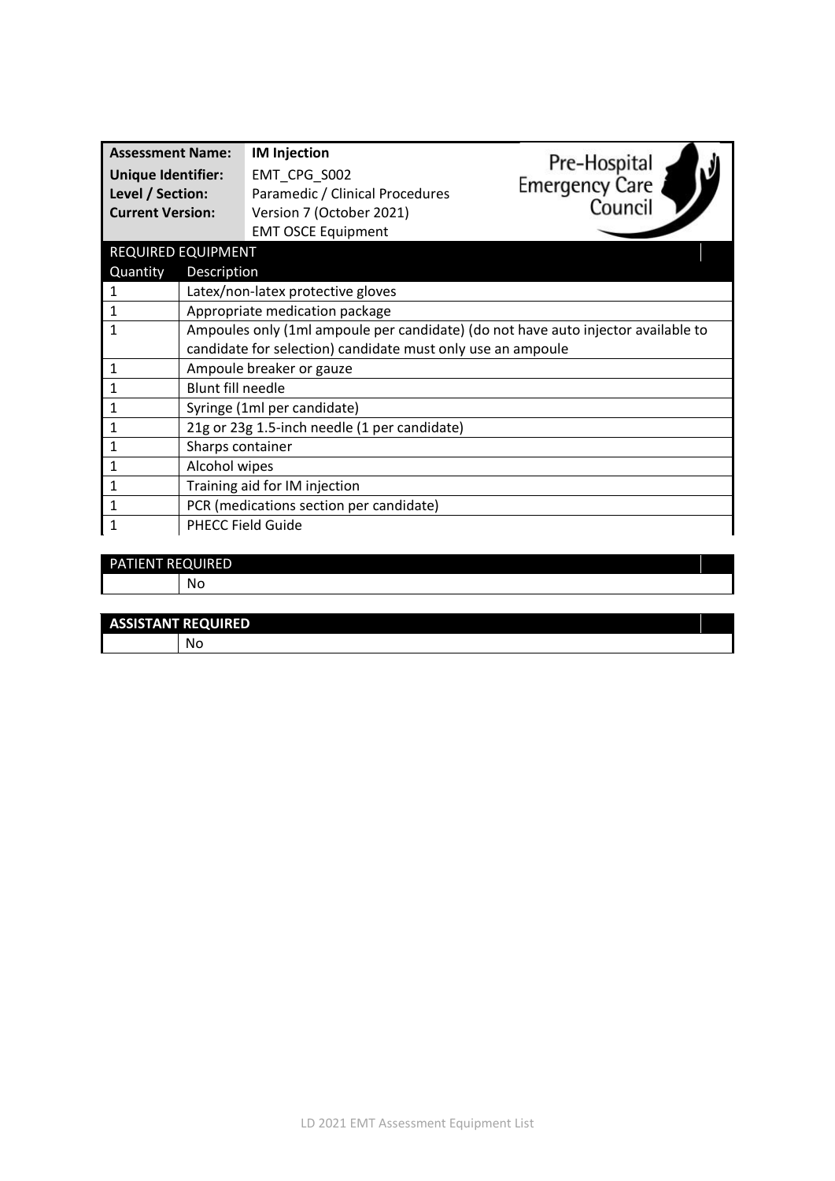| | |
|---|---|
| **Assessment Name:** | **IM Injection** |
| **Unique Identifier:** | EMT_CPG_S002 |
| **Level / Section:** | Paramedic / Clinical Procedures |
| **Current Version:** | Version 7 (October 2021) |
| | EMT OSCE Equipment |

Pre-Hospital Emergency Care Council

| REQUIRED EQUIPMENT | |
|---|---|
| Quantity | Description |
| 1 | Latex/non-latex protective gloves |
| 1 | Appropriate medication package |
| 1 | Ampoules only (1ml ampoule per candidate) (do not have auto injector available to candidate for selection) candidate must only use an ampoule |
| 1 | Ampoule breaker or gauze |
| 1 | Blunt fill needle |
| 1 | Syringe (1ml per candidate) |
| 1 | 21g or 23g 1.5-inch needle (1 per candidate) |
| 1 | Sharps container |
| 1 | Alcohol wipes |
| 1 | Training aid for IM injection |
| 1 | PCR (medications section per candidate) |
| 1 | PHECC Field Guide |

| PATIENT REQUIRED | |
|---|---|
| | No |

| **ASSISTANT REQUIRED** | |
|---|---|
| | No |